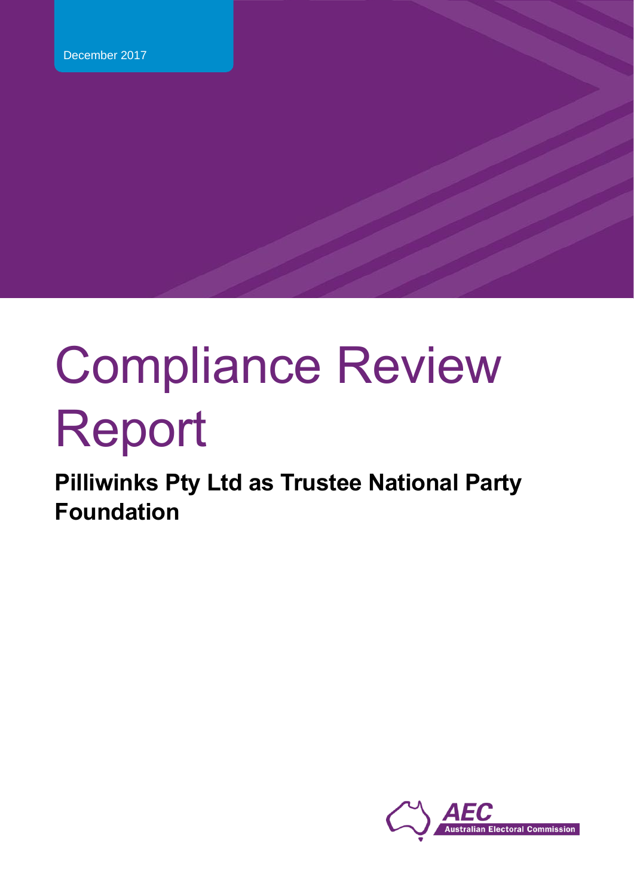December 2017

# Compliance Review Report

## Pilliwinks Pty Ltd as Trustee National Party Foundation

AEC Australian Electoral Commission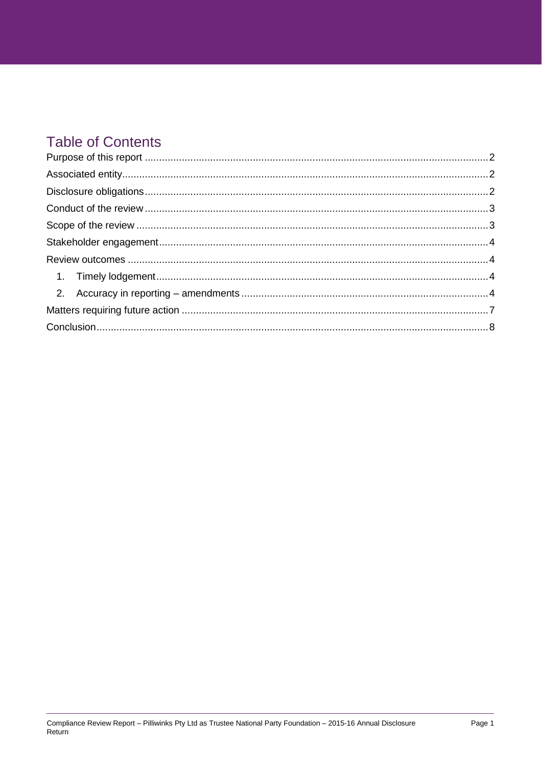## Table of Contents

Purpose of this report .......... 2
Associated entity .......... 2
Disclosure obligations .......... 2
Conduct of the review .......... 3
Scope of the review .......... 3
Stakeholder engagement .......... 4
Review outcomes .......... 4
  1. Timely lodgement .......... 4
  2. Accuracy in reporting – amendments .......... 4
Matters requiring future action .......... 7
Conclusion .......... 8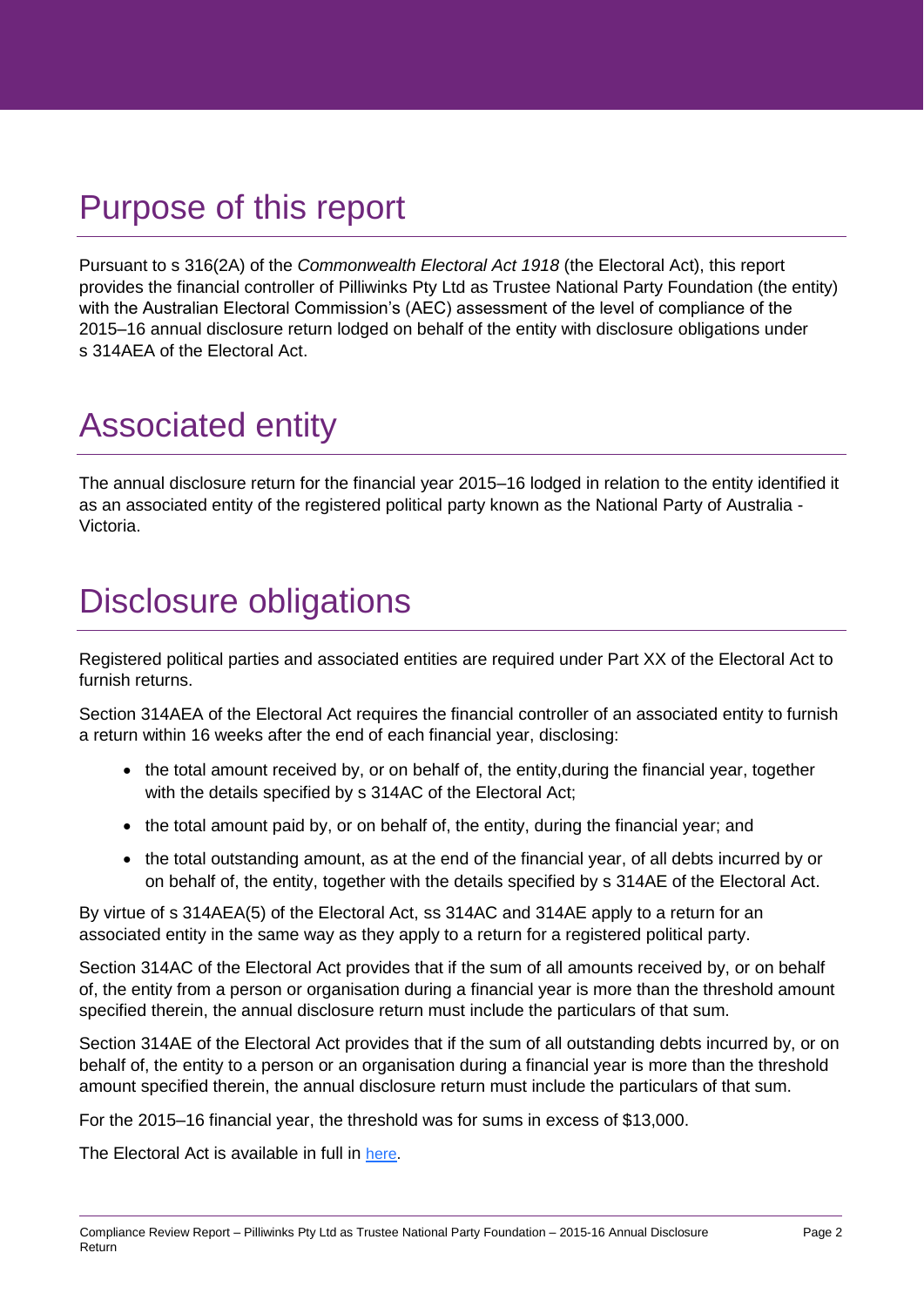# Purpose of this report

Pursuant to s 316(2A) of the *Commonwealth Electoral Act 1918* (the Electoral Act), this report provides the financial controller of Pilliwinks Pty Ltd as Trustee National Party Foundation (the entity) with the Australian Electoral Commission's (AEC) assessment of the level of compliance of the 2015–16 annual disclosure return lodged on behalf of the entity with disclosure obligations under s 314AEA of the Electoral Act.

# Associated entity

The annual disclosure return for the financial year 2015–16 lodged in relation to the entity identified it as an associated entity of the registered political party known as the National Party of Australia - Victoria.

# Disclosure obligations

Registered political parties and associated entities are required under Part XX of the Electoral Act to furnish returns.

Section 314AEA of the Electoral Act requires the financial controller of an associated entity to furnish a return within 16 weeks after the end of each financial year, disclosing:

- the total amount received by, or on behalf of, the entity,during the financial year, together with the details specified by s 314AC of the Electoral Act;
- the total amount paid by, or on behalf of, the entity, during the financial year; and
- the total outstanding amount, as at the end of the financial year, of all debts incurred by or on behalf of, the entity, together with the details specified by s 314AE of the Electoral Act.

By virtue of s 314AEA(5) of the Electoral Act, ss 314AC and 314AE apply to a return for an associated entity in the same way as they apply to a return for a registered political party.

Section 314AC of the Electoral Act provides that if the sum of all amounts received by, or on behalf of, the entity from a person or organisation during a financial year is more than the threshold amount specified therein, the annual disclosure return must include the particulars of that sum.

Section 314AE of the Electoral Act provides that if the sum of all outstanding debts incurred by, or on behalf of, the entity to a person or an organisation during a financial year is more than the threshold amount specified therein, the annual disclosure return must include the particulars of that sum.

For the 2015–16 financial year, the threshold was for sums in excess of $13,000.

The Electoral Act is available in full in here.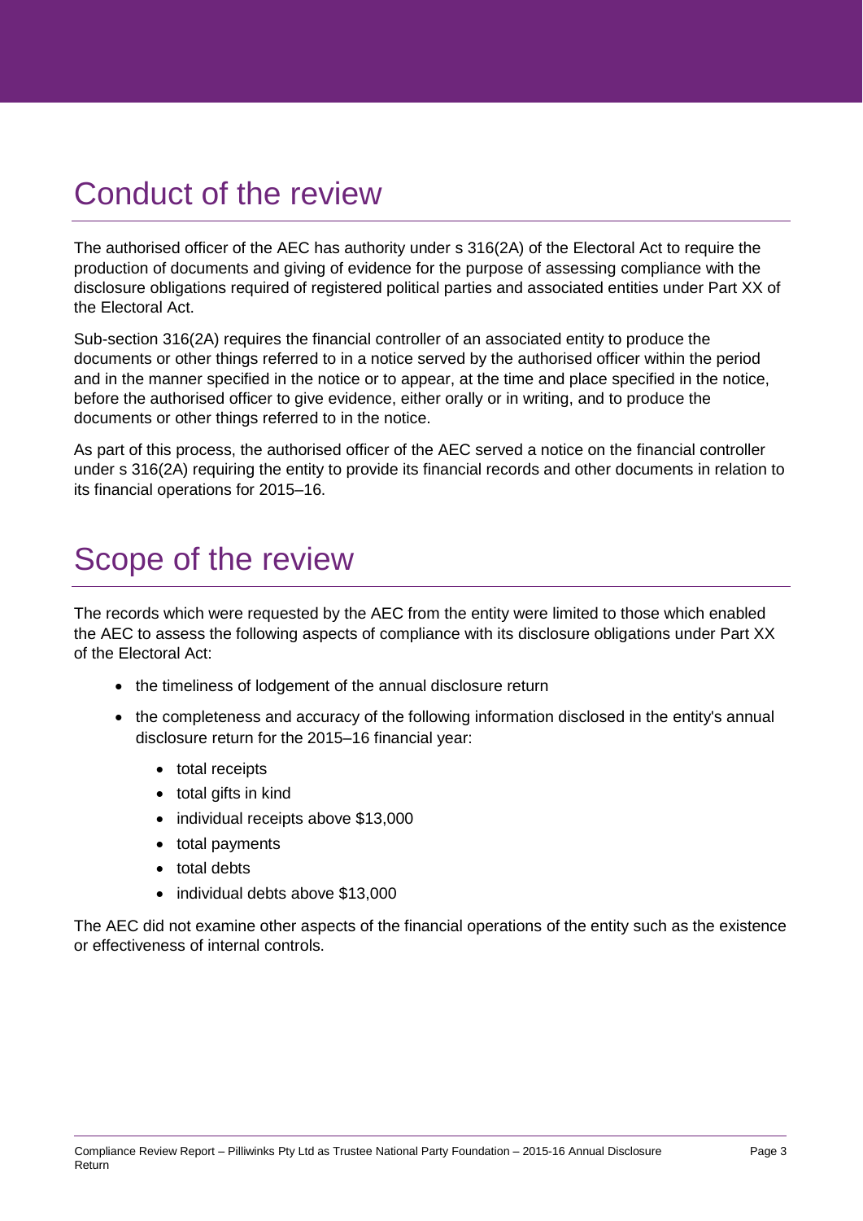# Conduct of the review

The authorised officer of the AEC has authority under s 316(2A) of the Electoral Act to require the production of documents and giving of evidence for the purpose of assessing compliance with the disclosure obligations required of registered political parties and associated entities under Part XX of the Electoral Act.

Sub-section 316(2A) requires the financial controller of an associated entity to produce the documents or other things referred to in a notice served by the authorised officer within the period and in the manner specified in the notice or to appear, at the time and place specified in the notice, before the authorised officer to give evidence, either orally or in writing, and to produce the documents or other things referred to in the notice.

As part of this process, the authorised officer of the AEC served a notice on the financial controller under s 316(2A) requiring the entity to provide its financial records and other documents in relation to its financial operations for 2015–16.

# Scope of the review

The records which were requested by the AEC from the entity were limited to those which enabled the AEC to assess the following aspects of compliance with its disclosure obligations under Part XX of the Electoral Act:

- the timeliness of lodgement of the annual disclosure return
- the completeness and accuracy of the following information disclosed in the entity's annual disclosure return for the 2015–16 financial year:
  - total receipts
  - total gifts in kind
  - individual receipts above $13,000
  - total payments
  - total debts
  - individual debts above $13,000

The AEC did not examine other aspects of the financial operations of the entity such as the existence or effectiveness of internal controls.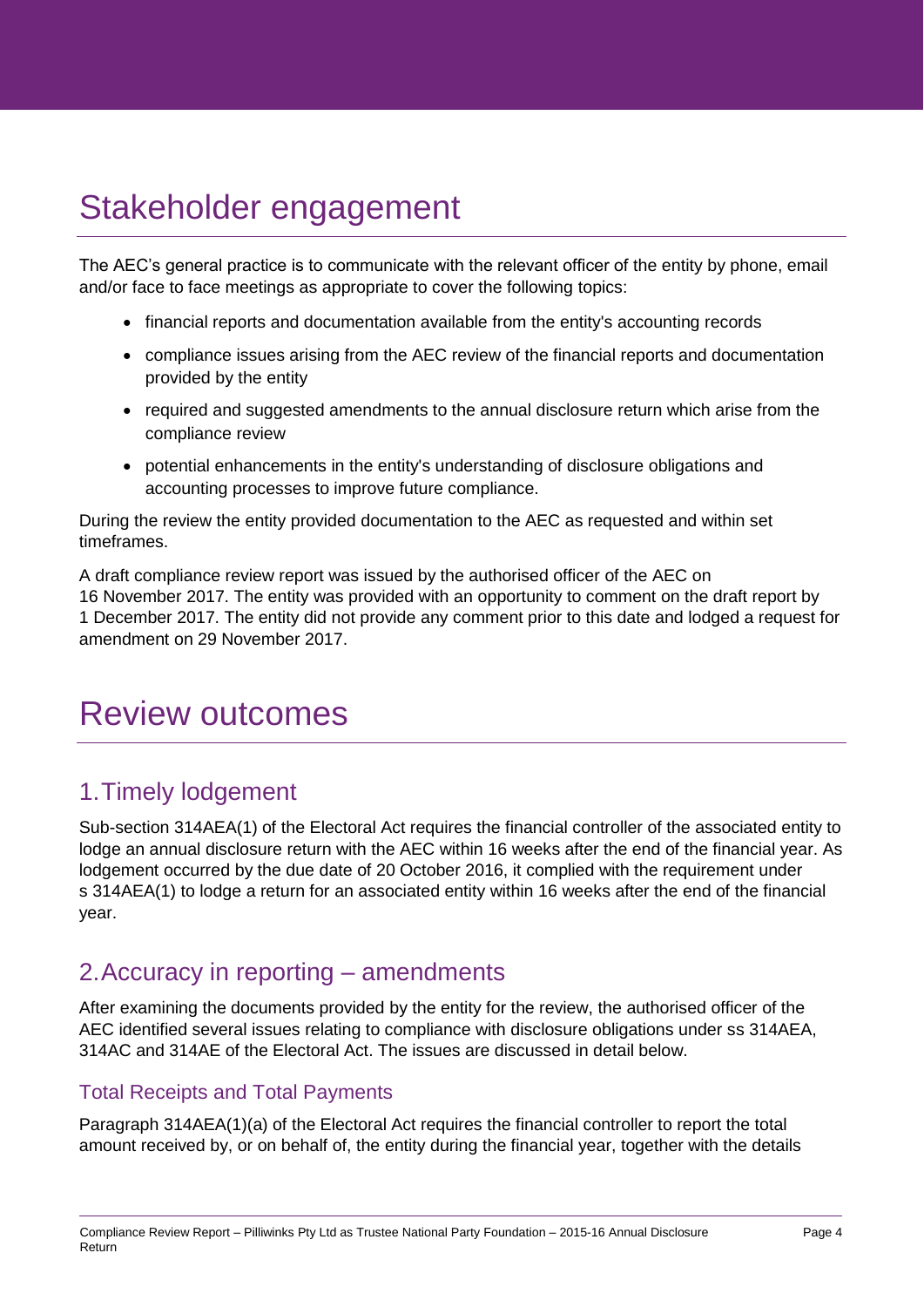# Stakeholder engagement

The AEC's general practice is to communicate with the relevant officer of the entity by phone, email and/or face to face meetings as appropriate to cover the following topics:

- financial reports and documentation available from the entity's accounting records
- compliance issues arising from the AEC review of the financial reports and documentation provided by the entity
- required and suggested amendments to the annual disclosure return which arise from the compliance review
- potential enhancements in the entity's understanding of disclosure obligations and accounting processes to improve future compliance.

During the review the entity provided documentation to the AEC as requested and within set timeframes.

A draft compliance review report was issued by the authorised officer of the AEC on 16 November 2017. The entity was provided with an opportunity to comment on the draft report by 1 December 2017. The entity did not provide any comment prior to this date and lodged a request for amendment on 29 November 2017.

# Review outcomes

## 1. Timely lodgement

Sub-section 314AEA(1) of the Electoral Act requires the financial controller of the associated entity to lodge an annual disclosure return with the AEC within 16 weeks after the end of the financial year. As lodgement occurred by the due date of 20 October 2016, it complied with the requirement under s 314AEA(1) to lodge a return for an associated entity within 16 weeks after the end of the financial year.

## 2. Accuracy in reporting – amendments

After examining the documents provided by the entity for the review, the authorised officer of the AEC identified several issues relating to compliance with disclosure obligations under ss 314AEA, 314AC and 314AE of the Electoral Act. The issues are discussed in detail below.

### Total Receipts and Total Payments

Paragraph 314AEA(1)(a) of the Electoral Act requires the financial controller to report the total amount received by, or on behalf of, the entity during the financial year, together with the details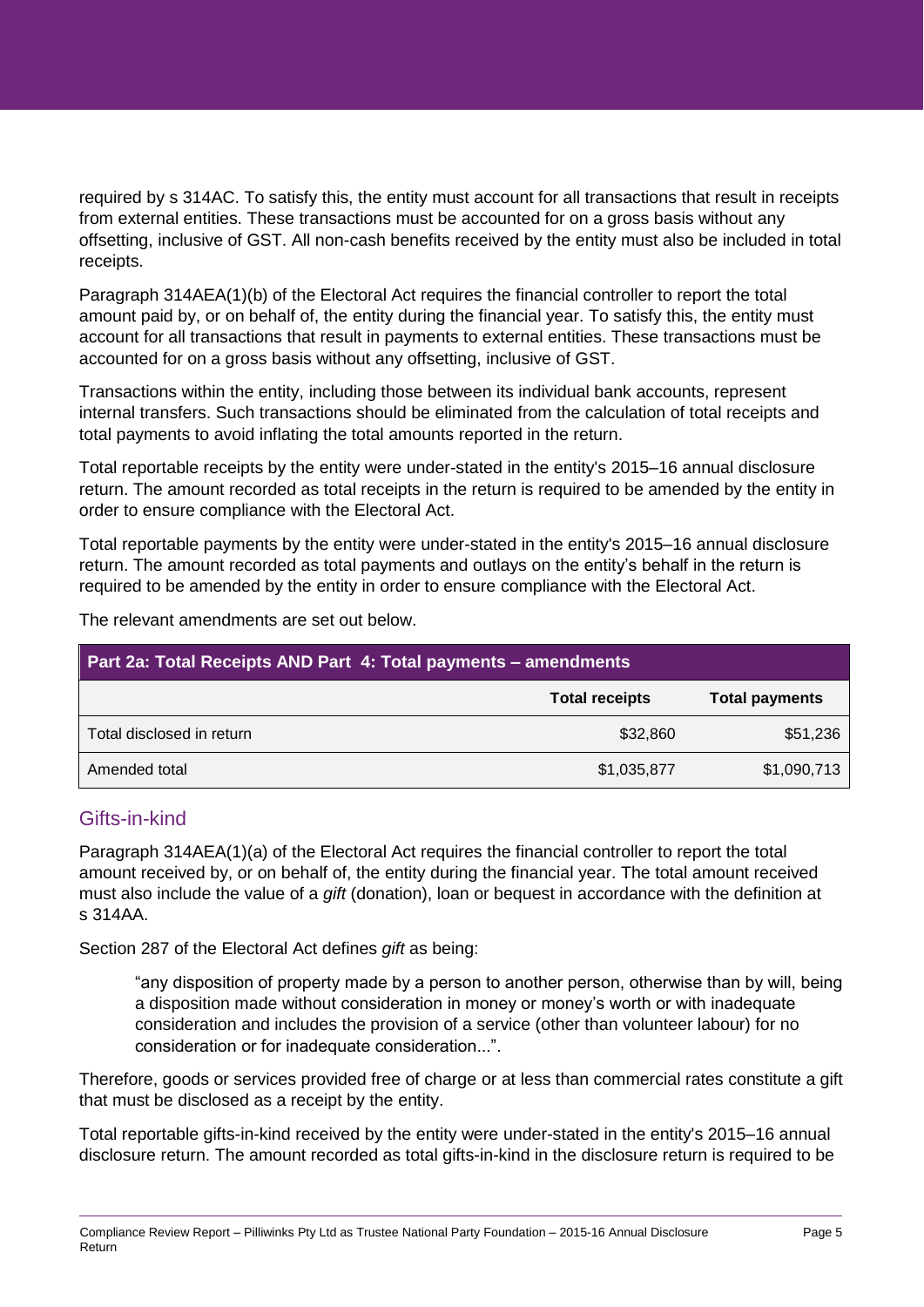required by s 314AC. To satisfy this, the entity must account for all transactions that result in receipts from external entities. These transactions must be accounted for on a gross basis without any offsetting, inclusive of GST. All non-cash benefits received by the entity must also be included in total receipts.

Paragraph 314AEA(1)(b) of the Electoral Act requires the financial controller to report the total amount paid by, or on behalf of, the entity during the financial year. To satisfy this, the entity must account for all transactions that result in payments to external entities. These transactions must be accounted for on a gross basis without any offsetting, inclusive of GST.

Transactions within the entity, including those between its individual bank accounts, represent internal transfers. Such transactions should be eliminated from the calculation of total receipts and total payments to avoid inflating the total amounts reported in the return.

Total reportable receipts by the entity were under-stated in the entity's 2015–16 annual disclosure return. The amount recorded as total receipts in the return is required to be amended by the entity in order to ensure compliance with the Electoral Act.

Total reportable payments by the entity were under-stated in the entity's 2015–16 annual disclosure return. The amount recorded as total payments and outlays on the entity's behalf in the return is required to be amended by the entity in order to ensure compliance with the Electoral Act.

The relevant amendments are set out below.

| Part 2a: Total Receipts AND Part 4: Total payments – amendments | | |
|---|---|---|
| | **Total receipts** | **Total payments** |
| Total disclosed in return | $32,860 | $51,236 |
| Amended total | $1,035,877 | $1,090,713 |

## Gifts-in-kind

Paragraph 314AEA(1)(a) of the Electoral Act requires the financial controller to report the total amount received by, or on behalf of, the entity during the financial year. The total amount received must also include the value of a *gift* (donation), loan or bequest in accordance with the definition at s 314AA.

Section 287 of the Electoral Act defines *gift* as being:

> "any disposition of property made by a person to another person, otherwise than by will, being a disposition made without consideration in money or money's worth or with inadequate consideration and includes the provision of a service (other than volunteer labour) for no consideration or for inadequate consideration...".

Therefore, goods or services provided free of charge or at less than commercial rates constitute a gift that must be disclosed as a receipt by the entity.

Total reportable gifts-in-kind received by the entity were under-stated in the entity's 2015–16 annual disclosure return. The amount recorded as total gifts-in-kind in the disclosure return is required to be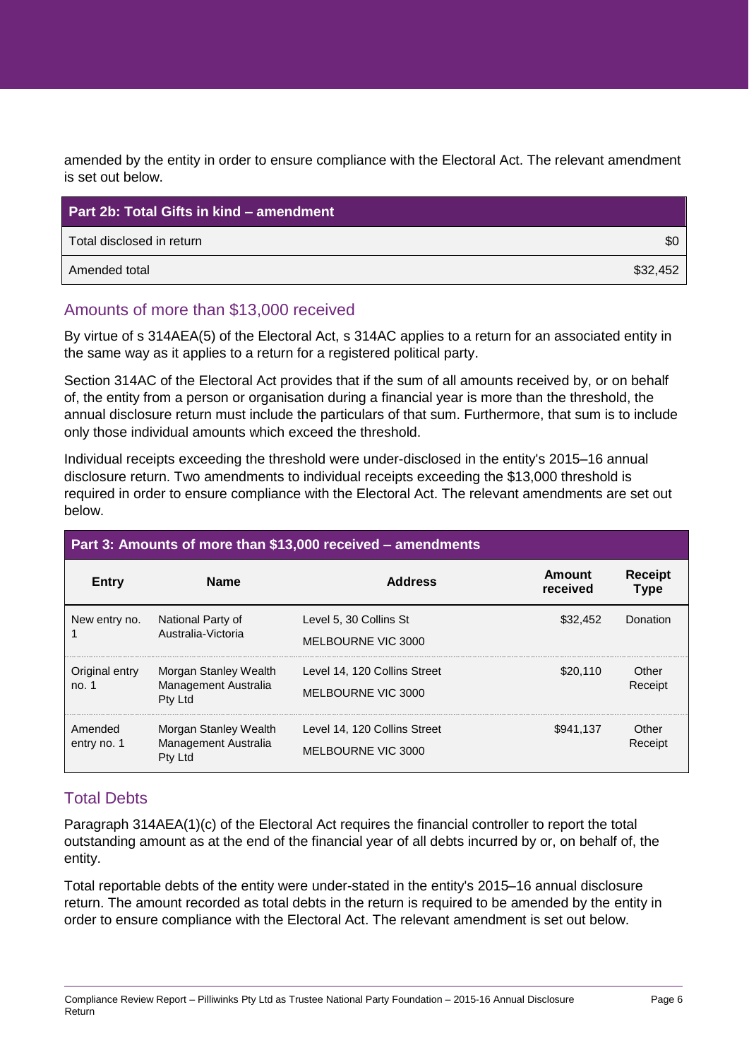amended by the entity in order to ensure compliance with the Electoral Act. The relevant amendment is set out below.

| Part 2b: Total Gifts in kind – amendment | |
|---|---|
| Total disclosed in return | $0 |
| Amended total | $32,452 |

## Amounts of more than $13,000 received

By virtue of s 314AEA(5) of the Electoral Act, s 314AC applies to a return for an associated entity in the same way as it applies to a return for a registered political party.

Section 314AC of the Electoral Act provides that if the sum of all amounts received by, or on behalf of, the entity from a person or organisation during a financial year is more than the threshold, the annual disclosure return must include the particulars of that sum. Furthermore, that sum is to include only those individual amounts which exceed the threshold.

Individual receipts exceeding the threshold were under-disclosed in the entity's 2015–16 annual disclosure return. Two amendments to individual receipts exceeding the $13,000 threshold is required in order to ensure compliance with the Electoral Act. The relevant amendments are set out below.

**Part 3: Amounts of more than $13,000 received – amendments**

| Entry | Name | Address | Amount received | Receipt Type |
|---|---|---|---|---|
| New entry no. 1 | National Party of Australia-Victoria | Level 5, 30 Collins St MELBOURNE VIC 3000 | $32,452 | Donation |
| Original entry no. 1 | Morgan Stanley Wealth Management Australia Pty Ltd | Level 14, 120 Collins Street MELBOURNE VIC 3000 | $20,110 | Other Receipt |
| Amended entry no. 1 | Morgan Stanley Wealth Management Australia Pty Ltd | Level 14, 120 Collins Street MELBOURNE VIC 3000 | $941,137 | Other Receipt |

## Total Debts

Paragraph 314AEA(1)(c) of the Electoral Act requires the financial controller to report the total outstanding amount as at the end of the financial year of all debts incurred by or, on behalf of, the entity.

Total reportable debts of the entity were under-stated in the entity's 2015–16 annual disclosure return. The amount recorded as total debts in the return is required to be amended by the entity in order to ensure compliance with the Electoral Act. The relevant amendment is set out below.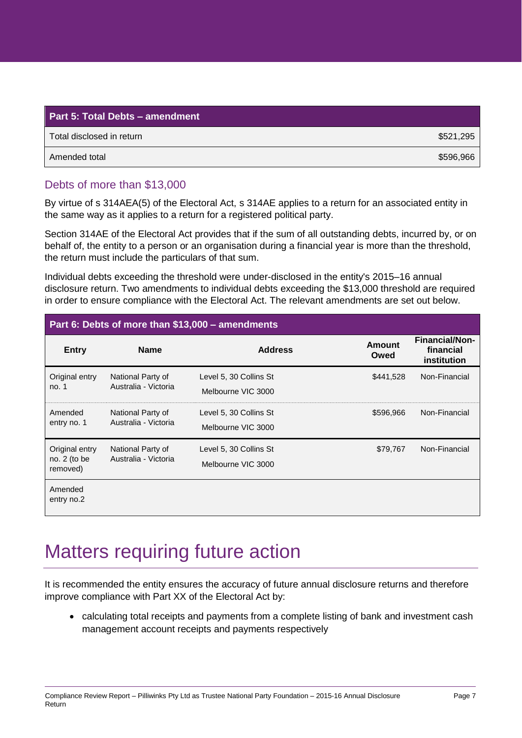| Part 5: Total Debts – amendment | |
|---|---|
| Total disclosed in return | $521,295 |
| Amended total | $596,966 |

## Debts of more than $13,000

By virtue of s 314AEA(5) of the Electoral Act, s 314AE applies to a return for an associated entity in the same way as it applies to a return for a registered political party.

Section 314AE of the Electoral Act provides that if the sum of all outstanding debts, incurred by, or on behalf of, the entity to a person or an organisation during a financial year is more than the threshold, the return must include the particulars of that sum.

Individual debts exceeding the threshold were under-disclosed in the entity's 2015–16 annual disclosure return. Two amendments to individual debts exceeding the $13,000 threshold are required in order to ensure compliance with the Electoral Act. The relevant amendments are set out below.

**Part 6: Debts of more than $13,000 – amendments**

| Entry | Name | Address | Amount Owed | Financial/Non-financial institution |
|---|---|---|---|---|
| Original entry no. 1 | National Party of Australia - Victoria | Level 5, 30 Collins St Melbourne VIC 3000 | $441,528 | Non-Financial |
| Amended entry no. 1 | National Party of Australia - Victoria | Level 5, 30 Collins St Melbourne VIC 3000 | $596,966 | Non-Financial |
| Original entry no. 2 (to be removed) | National Party of Australia - Victoria | Level 5, 30 Collins St Melbourne VIC 3000 | $79,767 | Non-Financial |
| Amended entry no.2 | | | | |

# Matters requiring future action

It is recommended the entity ensures the accuracy of future annual disclosure returns and therefore improve compliance with Part XX of the Electoral Act by:

- calculating total receipts and payments from a complete listing of bank and investment cash management account receipts and payments respectively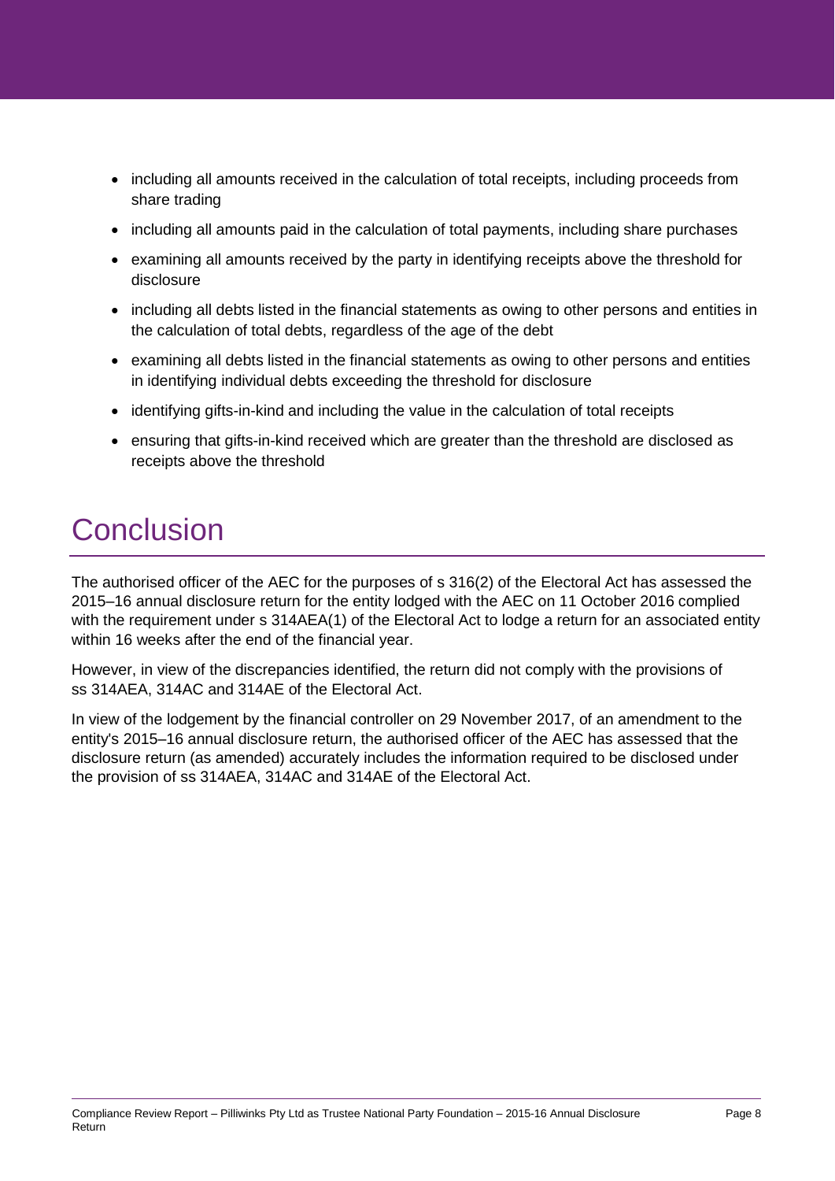- including all amounts received in the calculation of total receipts, including proceeds from share trading
- including all amounts paid in the calculation of total payments, including share purchases
- examining all amounts received by the party in identifying receipts above the threshold for disclosure
- including all debts listed in the financial statements as owing to other persons and entities in the calculation of total debts, regardless of the age of the debt
- examining all debts listed in the financial statements as owing to other persons and entities in identifying individual debts exceeding the threshold for disclosure
- identifying gifts-in-kind and including the value in the calculation of total receipts
- ensuring that gifts-in-kind received which are greater than the threshold are disclosed as receipts above the threshold

# Conclusion

The authorised officer of the AEC for the purposes of s 316(2) of the Electoral Act has assessed the 2015–16 annual disclosure return for the entity lodged with the AEC on 11 October 2016 complied with the requirement under s 314AEA(1) of the Electoral Act to lodge a return for an associated entity within 16 weeks after the end of the financial year.

However, in view of the discrepancies identified, the return did not comply with the provisions of ss 314AEA, 314AC and 314AE of the Electoral Act.

In view of the lodgement by the financial controller on 29 November 2017, of an amendment to the entity's 2015–16 annual disclosure return, the authorised officer of the AEC has assessed that the disclosure return (as amended) accurately includes the information required to be disclosed under the provision of ss 314AEA, 314AC and 314AE of the Electoral Act.